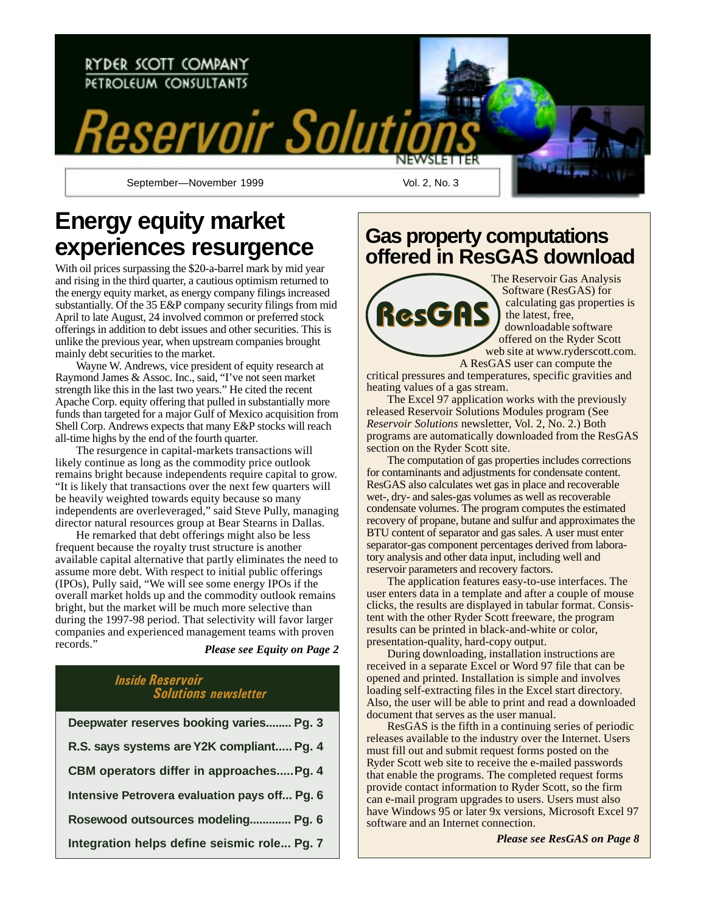RYDER SCOTT COMPANY
PETROLEUM CONSULTANTS

# Reservoir Solutions

NEWSLETTER

September—November 1999 Vol. 2, No. 3

## Energy equity market experiences resurgence

With oil prices surpassing the $20-a-barrel mark by mid year and rising in the third quarter, a cautious optimism returned to the energy equity market, as energy company filings increased substantially. Of the 35 E&P company security filings from mid April to late August, 24 involved common or preferred stock offerings in addition to debt issues and other securities. This is unlike the previous year, when upstream companies brought mainly debt securities to the market.

Wayne W. Andrews, vice president of equity research at Raymond James & Assoc. Inc., said, "I've not seen market strength like this in the last two years." He cited the recent Apache Corp. equity offering that pulled in substantially more funds than targeted for a major Gulf of Mexico acquisition from Shell Corp. Andrews expects that many E&P stocks will reach all-time highs by the end of the fourth quarter.

The resurgence in capital-markets transactions will likely continue as long as the commodity price outlook remains bright because independents require capital to grow. "It is likely that transactions over the next few quarters will be heavily weighted towards equity because so many independents are overleveraged," said Steve Pully, managing director natural resources group at Bear Stearns in Dallas.

He remarked that debt offerings might also be less frequent because the royalty trust structure is another available capital alternative that partly eliminates the need to assume more debt. With respect to initial public offerings (IPOs), Pully said, "We will see some energy IPOs if the overall market holds up and the commodity outlook remains bright, but the market will be much more selective than during the 1997-98 period. That selectivity will favor larger companies and experienced management teams with proven records."

***Please see Equity on Page 2***

### *Inside Reservoir Solutions newsletter*

**Deepwater reserves booking varies........ Pg. 3**

**R.S. says systems are Y2K compliant..... Pg. 4**

**CBM operators differ in approaches.....Pg. 4**

**Intensive Petrovera evaluation pays off... Pg. 6**

**Rosewood outsources modeling............. Pg. 6**

**Integration helps define seismic role... Pg. 7**

## Gas property computations offered in ResGAS download

ResGAS

The Reservoir Gas Analysis Software (ResGAS) for calculating gas properties is the latest, free, downloadable software offered on the Ryder Scott web site at www.ryderscott.com. A ResGAS user can compute the critical pressures and temperatures, specific gravities and heating values of a gas stream.

The Excel 97 application works with the previously released Reservoir Solutions Modules program (See *Reservoir Solutions* newsletter, Vol. 2, No. 2.) Both programs are automatically downloaded from the ResGAS section on the Ryder Scott site.

The computation of gas properties includes corrections for contaminants and adjustments for condensate content. ResGAS also calculates wet gas in place and recoverable wet-, dry- and sales-gas volumes as well as recoverable condensate volumes. The program computes the estimated recovery of propane, butane and sulfur and approximates the BTU content of separator and gas sales. A user must enter separator-gas component percentages derived from laboratory analysis and other data input, including well and reservoir parameters and recovery factors.

The application features easy-to-use interfaces. The user enters data in a template and after a couple of mouse clicks, the results are displayed in tabular format. Consistent with the other Ryder Scott freeware, the program results can be printed in black-and-white or color, presentation-quality, hard-copy output.

During downloading, installation instructions are received in a separate Excel or Word 97 file that can be opened and printed. Installation is simple and involves loading self-extracting files in the Excel start directory. Also, the user will be able to print and read a downloaded document that serves as the user manual.

ResGAS is the fifth in a continuing series of periodic releases available to the industry over the Internet. Users must fill out and submit request forms posted on the Ryder Scott web site to receive the e-mailed passwords that enable the programs. The completed request forms provide contact information to Ryder Scott, so the firm can e-mail program upgrades to users. Users must also have Windows 95 or later 9x versions, Microsoft Excel 97 software and an Internet connection.

***Please see ResGAS on Page 8***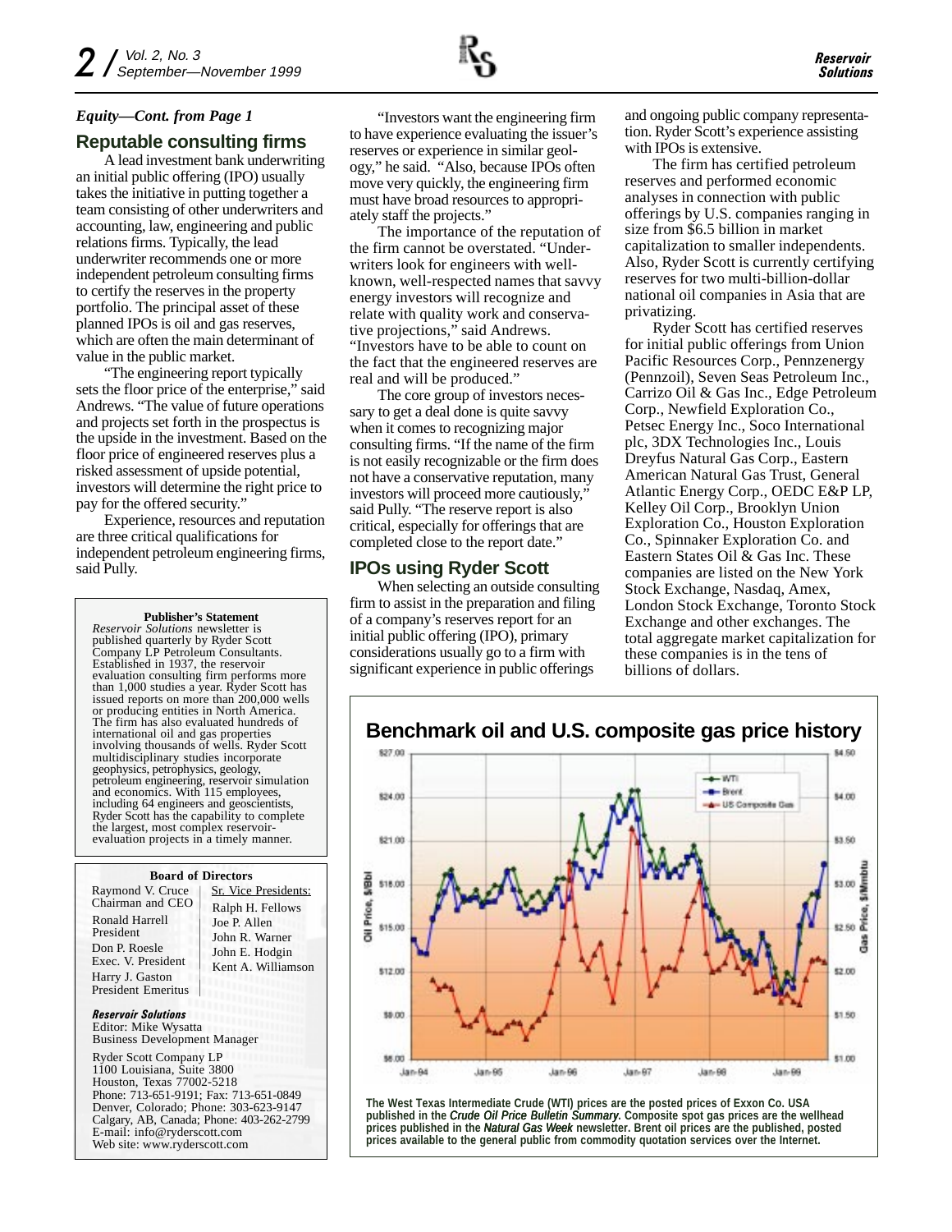*Equity—Cont. from Page 1*

## Reputable consulting firms

A lead investment bank underwriting an initial public offering (IPO) usually takes the initiative in putting together a team consisting of other underwriters and accounting, law, engineering and public relations firms. Typically, the lead underwriter recommends one or more independent petroleum consulting firms to certify the reserves in the property portfolio. The principal asset of these planned IPOs is oil and gas reserves, which are often the main determinant of value in the public market.

"The engineering report typically sets the floor price of the enterprise," said Andrews. "The value of future operations and projects set forth in the prospectus is the upside in the investment. Based on the floor price of engineered reserves plus a risked assessment of upside potential, investors will determine the right price to pay for the offered security."

Experience, resources and reputation are three critical qualifications for independent petroleum engineering firms, said Pully.

"Investors want the engineering firm to have experience evaluating the issuer's reserves or experience in similar geology," he said. "Also, because IPOs often move very quickly, the engineering firm must have broad resources to appropriately staff the projects."

The importance of the reputation of the firm cannot be overstated. "Underwriters look for engineers with well-known, well-respected names that savvy energy investors will recognize and relate with quality work and conservative projections," said Andrews. "Investors have to be able to count on the fact that the engineered reserves are real and will be produced."

The core group of investors necessary to get a deal done is quite savvy when it comes to recognizing major consulting firms. "If the name of the firm is not easily recognizable or the firm does not have a conservative reputation, many investors will proceed more cautiously," said Pully. "The reserve report is also critical, especially for offerings that are completed close to the report date."

## IPOs using Ryder Scott

When selecting an outside consulting firm to assist in the preparation and filing of a company's reserves report for an initial public offering (IPO), primary considerations usually go to a firm with significant experience in public offerings and ongoing public company representation. Ryder Scott's experience assisting with IPOs is extensive.

The firm has certified petroleum reserves and performed economic analyses in connection with public offerings by U.S. companies ranging in size from $6.5 billion in market capitalization to smaller independents. Also, Ryder Scott is currently certifying reserves for two multi-billion-dollar national oil companies in Asia that are privatizing.

Ryder Scott has certified reserves for initial public offerings from Union Pacific Resources Corp., Pennzenergy (Pennzoil), Seven Seas Petroleum Inc., Carrizo Oil & Gas Inc., Edge Petroleum Corp., Newfield Exploration Co., Petsec Energy Inc., Soco International plc, 3DX Technologies Inc., Louis Dreyfus Natural Gas Corp., Eastern American Natural Gas Trust, General Atlantic Energy Corp., OEDC E&P LP, Kelley Oil Corp., Brooklyn Union Exploration Co., Houston Exploration Co., Spinnaker Exploration Co. and Eastern States Oil & Gas Inc. These companies are listed on the New York Stock Exchange, Nasdaq, Amex, London Stock Exchange, Toronto Stock Exchange and other exchanges. The total aggregate market capitalization for these companies is in the tens of billions of dollars.

**Benchmark oil and U.S. composite gas price history**

The West Texas Intermediate Crude (WTI) prices are the posted prices of Exxon Co. USA published in the *Crude Oil Price Bulletin Summary.* Composite spot gas prices are the wellhead prices published in the *Natural Gas Week* newsletter. Brent oil prices are the published, posted prices available to the general public from commodity quotation services over the Internet.

**Publisher's Statement**

*Reservoir Solutions* newsletter is published quarterly by Ryder Scott Company LP Petroleum Consultants. Established in 1937, the reservoir evaluation consulting firm performs more than 1,000 studies a year. Ryder Scott has issued reports on more than 200,000 wells or producing entities in North America. The firm has also evaluated hundreds of international oil and gas properties involving thousands of wells. Ryder Scott multidisciplinary studies incorporate geophysics, petrophysics, geology, petroleum engineering, reservoir simulation and economics. With 115 employees, including 64 engineers and geoscientists, Ryder Scott has the capability to complete the largest, most complex reservoir-evaluation projects in a timely manner.

**Board of Directors**

Raymond V. Cruce
Chairman and CEO

Ronald Harrell
President

Don P. Roesle
Exec. V. President

Harry J. Gaston
President Emeritus

Sr. Vice Presidents:
Ralph H. Fellows
Joe P. Allen
John R. Warner
John E. Hodgin
Kent A. Williamson

***Reservoir Solutions***
Editor: Mike Wysatta
Business Development Manager

Ryder Scott Company LP
1100 Louisiana, Suite 3800
Houston, Texas 77002-5218
Phone: 713-651-9191; Fax: 713-651-0849
Denver, Colorado; Phone: 303-623-9147
Calgary, AB, Canada; Phone: 403-262-2799
E-mail: info@ryderscott.com
Web site: www.ryderscott.com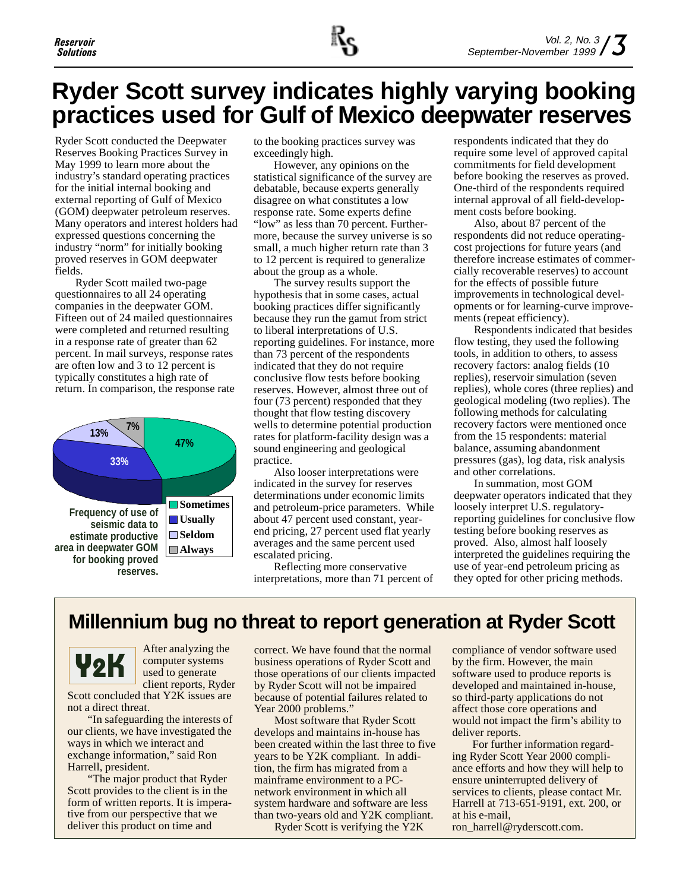# Ryder Scott survey indicates highly varying booking practices used for Gulf of Mexico deepwater reserves

Ryder Scott conducted the Deepwater Reserves Booking Practices Survey in May 1999 to learn more about the industry's standard operating practices for the initial internal booking and external reporting of Gulf of Mexico (GOM) deepwater petroleum reserves. Many operators and interest holders had expressed questions concerning the industry "norm" for initially booking proved reserves in GOM deepwater fields.

Ryder Scott mailed two-page questionnaires to all 24 operating companies in the deepwater GOM. Fifteen out of 24 mailed questionnaires were completed and returned resulting in a response rate of greater than 62 percent. In mail surveys, response rates are often low and 3 to 12 percent is typically constitutes a high rate of return. In comparison, the response rate to the booking practices survey was exceedingly high.

However, any opinions on the statistical significance of the survey are debatable, because experts generally disagree on what constitutes a low response rate. Some experts define "low" as less than 70 percent. Furthermore, because the survey universe is so small, a much higher return rate than 3 to 12 percent is required to generalize about the group as a whole.

The survey results support the hypothesis that in some cases, actual booking practices differ significantly because they run the gamut from strict to liberal interpretations of U.S. reporting guidelines. For instance, more than 73 percent of the respondents indicated that they do not require conclusive flow tests before booking reserves. However, almost three out of four (73 percent) responded that they thought that flow testing discovery wells to determine potential production rates for platform-facility design was a sound engineering and geological practice.

Also looser interpretations were indicated in the survey for reserves determinations under economic limits and petroleum-price parameters. While about 47 percent used constant, year-end pricing, 27 percent used flat yearly averages and the same percent used escalated pricing.

Reflecting more conservative interpretations, more than 71 percent of respondents indicated that they do require some level of approved capital commitments for field development before booking the reserves as proved. One-third of the respondents required internal approval of all field-development costs before booking.

Also, about 87 percent of the respondents did not reduce operating-cost projections for future years (and therefore increase estimates of commercially recoverable reserves) to account for the effects of possible future improvements in technological developments or for learning-curve improvements (repeat efficiency).

Respondents indicated that besides flow testing, they used the following tools, in addition to others, to assess recovery factors: analog fields (10 replies), reservoir simulation (seven replies), whole cores (three replies) and geological modeling (two replies). The following methods for calculating recovery factors were mentioned once from the 15 respondents: material balance, assuming abandonment pressures (gas), log data, risk analysis and other correlations.

In summation, most GOM deepwater operators indicated that they loosely interpret U.S. regulatory-reporting guidelines for conclusive flow testing before booking reserves as proved. Also, almost half loosely interpreted the guidelines requiring the use of year-end petroleum pricing as they opted for other pricing methods.

| Frequency of use of seismic data to estimate productive area in deepwater GOM for booking proved reserves | Percent |
|---|---|
| Sometimes | 47% |
| Usually | 33% |
| Seldom | 13% |
| Always | 7% |

Frequency of use of seismic data to estimate productive area in deepwater GOM for booking proved reserves.

## Millennium bug no threat to report generation at Ryder Scott

**Y2K**

After analyzing the computer systems used to generate client reports, Ryder Scott concluded that Y2K issues are not a direct threat.

"In safeguarding the interests of our clients, we have investigated the ways in which we interact and exchange information," said Ron Harrell, president.

"The major product that Ryder Scott provides to the client is in the form of written reports. It is imperative from our perspective that we deliver this product on time and correct. We have found that the normal business operations of Ryder Scott and those operations of our clients impacted by Ryder Scott will not be impaired because of potential failures related to Year 2000 problems."

Most software that Ryder Scott develops and maintains in-house has been created within the last three to five years to be Y2K compliant. In addition, the firm has migrated from a mainframe environment to a PC-network environment in which all system hardware and software are less than two-years old and Y2K compliant.

Ryder Scott is verifying the Y2K compliance of vendor software used by the firm. However, the main software used to produce reports is developed and maintained in-house, so third-party applications do not affect those core operations and would not impact the firm's ability to deliver reports.

For further information regarding Ryder Scott Year 2000 compliance efforts and how they will help to ensure uninterrupted delivery of services to clients, please contact Mr. Harrell at 713-651-9191, ext. 200, or at his e-mail, ron_harrell@ryderscott.com.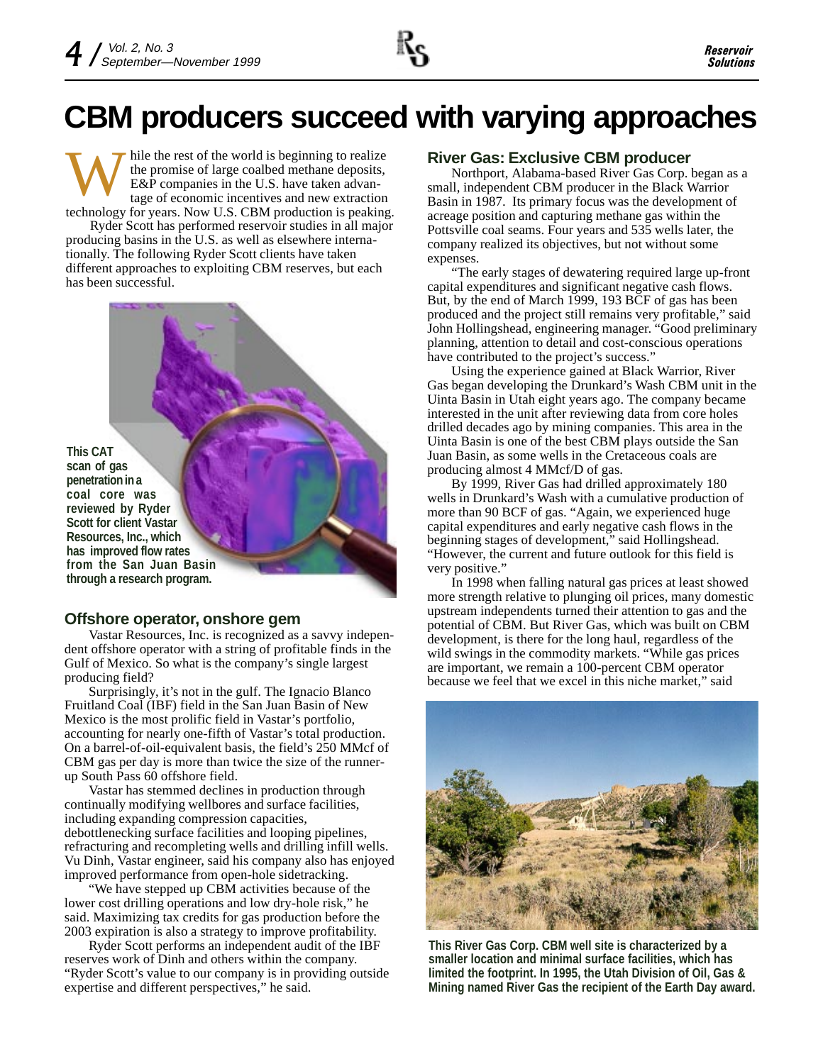# CBM producers succeed with varying approaches

While the rest of the world is beginning to realize the promise of large coalbed methane deposits, E&P companies in the U.S. have taken advantage of economic incentives and new extraction technology for years. Now U.S. CBM production is peaking.

Ryder Scott has performed reservoir studies in all major producing basins in the U.S. as well as elsewhere internationally. The following Ryder Scott clients have taken different approaches to exploiting CBM reserves, but each has been successful.

This CAT scan of gas penetration in a coal core was reviewed by Ryder Scott for client Vastar Resources, Inc., which has improved flow rates from the San Juan Basin through a research program.

## Offshore operator, onshore gem

Vastar Resources, Inc. is recognized as a savvy independent offshore operator with a string of profitable finds in the Gulf of Mexico. So what is the company's single largest producing field?

Surprisingly, it's not in the gulf. The Ignacio Blanco Fruitland Coal (IBF) field in the San Juan Basin of New Mexico is the most prolific field in Vastar's portfolio, accounting for nearly one-fifth of Vastar's total production. On a barrel-of-oil-equivalent basis, the field's 250 MMcf of CBM gas per day is more than twice the size of the runner-up South Pass 60 offshore field.

Vastar has stemmed declines in production through continually modifying wellbores and surface facilities, including expanding compression capacities, debottlenecking surface facilities and looping pipelines, refracturing and recompleting wells and drilling infill wells. Vu Dinh, Vastar engineer, said his company also has enjoyed improved performance from open-hole sidetracking.

"We have stepped up CBM activities because of the lower cost drilling operations and low dry-hole risk," he said. Maximizing tax credits for gas production before the 2003 expiration is also a strategy to improve profitability.

Ryder Scott performs an independent audit of the IBF reserves work of Dinh and others within the company. "Ryder Scott's value to our company is in providing outside expertise and different perspectives," he said.

## River Gas: Exclusive CBM producer

Northport, Alabama-based River Gas Corp. began as a small, independent CBM producer in the Black Warrior Basin in 1987. Its primary focus was the development of acreage position and capturing methane gas within the Pottsville coal seams. Four years and 535 wells later, the company realized its objectives, but not without some expenses.

"The early stages of dewatering required large up-front capital expenditures and significant negative cash flows. But, by the end of March 1999, 193 BCF of gas has been produced and the project still remains very profitable," said John Hollingshead, engineering manager. "Good preliminary planning, attention to detail and cost-conscious operations have contributed to the project's success."

Using the experience gained at Black Warrior, River Gas began developing the Drunkard's Wash CBM unit in the Uinta Basin in Utah eight years ago. The company became interested in the unit after reviewing data from core holes drilled decades ago by mining companies. This area in the Uinta Basin is one of the best CBM plays outside the San Juan Basin, as some wells in the Cretaceous coals are producing almost 4 MMcf/D of gas.

By 1999, River Gas had drilled approximately 180 wells in Drunkard's Wash with a cumulative production of more than 90 BCF of gas. "Again, we experienced huge capital expenditures and early negative cash flows in the beginning stages of development," said Hollingshead. "However, the current and future outlook for this field is very positive."

In 1998 when falling natural gas prices at least showed more strength relative to plunging oil prices, many domestic upstream independents turned their attention to gas and the potential of CBM. But River Gas, which was built on CBM development, is there for the long haul, regardless of the wild swings in the commodity markets. "While gas prices are important, we remain a 100-percent CBM operator because we feel that we excel in this niche market," said

This River Gas Corp. CBM well site is characterized by a smaller location and minimal surface facilities, which has limited the footprint. In 1995, the Utah Division of Oil, Gas & Mining named River Gas the recipient of the Earth Day award.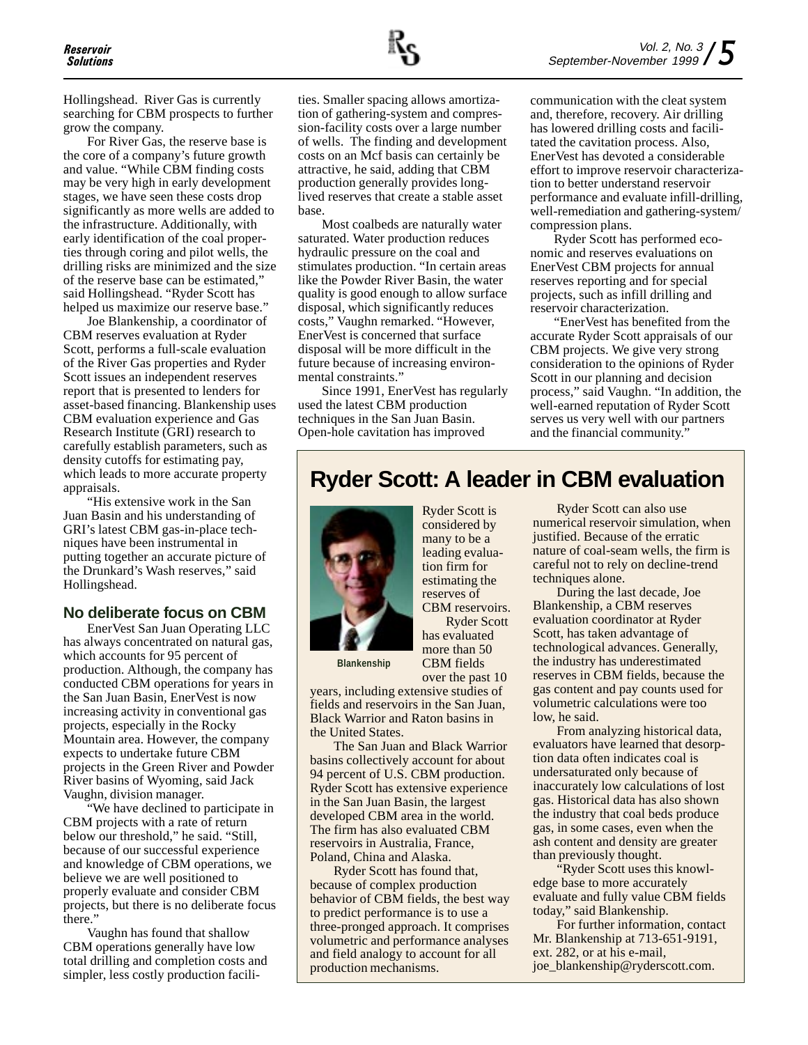Hollingshead. River Gas is currently searching for CBM prospects to further grow the company.

For River Gas, the reserve base is the core of a company's future growth and value. "While CBM finding costs may be very high in early development stages, we have seen these costs drop significantly as more wells are added to the infrastructure. Additionally, with early identification of the coal properties through coring and pilot wells, the drilling risks are minimized and the size of the reserve base can be estimated," said Hollingshead. "Ryder Scott has helped us maximize our reserve base."

Joe Blankenship, a coordinator of CBM reserves evaluation at Ryder Scott, performs a full-scale evaluation of the River Gas properties and Ryder Scott issues an independent reserves report that is presented to lenders for asset-based financing. Blankenship uses CBM evaluation experience and Gas Research Institute (GRI) research to carefully establish parameters, such as density cutoffs for estimating pay, which leads to more accurate property appraisals.

"His extensive work in the San Juan Basin and his understanding of GRI's latest CBM gas-in-place techniques have been instrumental in putting together an accurate picture of the Drunkard's Wash reserves," said Hollingshead.

### No deliberate focus on CBM

EnerVest San Juan Operating LLC has always concentrated on natural gas, which accounts for 95 percent of production. Although, the company has conducted CBM operations for years in the San Juan Basin, EnerVest is now increasing activity in conventional gas projects, especially in the Rocky Mountain area. However, the company expects to undertake future CBM projects in the Green River and Powder River basins of Wyoming, said Jack Vaughn, division manager.

"We have declined to participate in CBM projects with a rate of return below our threshold," he said. "Still, because of our successful experience and knowledge of CBM operations, we believe we are well positioned to properly evaluate and consider CBM projects, but there is no deliberate focus there."

Vaughn has found that shallow CBM operations generally have low total drilling and completion costs and simpler, less costly production facilities. Smaller spacing allows amortization of gathering-system and compression-facility costs over a large number of wells. The finding and development costs on an Mcf basis can certainly be attractive, he said, adding that CBM production generally provides long-lived reserves that create a stable asset base.

Most coalbeds are naturally water saturated. Water production reduces hydraulic pressure on the coal and stimulates production. "In certain areas like the Powder River Basin, the water quality is good enough to allow surface disposal, which significantly reduces costs," Vaughn remarked. "However, EnerVest is concerned that surface disposal will be more difficult in the future because of increasing environmental constraints."

Since 1991, EnerVest has regularly used the latest CBM production techniques in the San Juan Basin. Open-hole cavitation has improved communication with the cleat system and, therefore, recovery. Air drilling has lowered drilling costs and facilitated the cavitation process. Also, EnerVest has devoted a considerable effort to improve reservoir characterization to better understand reservoir performance and evaluate infill-drilling, well-remediation and gathering-system/compression plans.

Ryder Scott has performed economic and reserves evaluations on EnerVest CBM projects for annual reserves reporting and for special projects, such as infill drilling and reservoir characterization.

"EnerVest has benefited from the accurate Ryder Scott appraisals of our CBM projects. We give very strong consideration to the opinions of Ryder Scott in our planning and decision process," said Vaughn. "In addition, the well-earned reputation of Ryder Scott serves us very well with our partners and the financial community."

## Ryder Scott: A leader in CBM evaluation

Blankenship

Ryder Scott is considered by many to be a leading evaluation firm for estimating the reserves of CBM reservoirs.

Ryder Scott has evaluated more than 50 CBM fields over the past 10 years, including extensive studies of fields and reservoirs in the San Juan, Black Warrior and Raton basins in the United States.

The San Juan and Black Warrior basins collectively account for about 94 percent of U.S. CBM production. Ryder Scott has extensive experience in the San Juan Basin, the largest developed CBM area in the world. The firm has also evaluated CBM reservoirs in Australia, France, Poland, China and Alaska.

Ryder Scott has found that, because of complex production behavior of CBM fields, the best way to predict performance is to use a three-pronged approach. It comprises volumetric and performance analyses and field analogy to account for all production mechanisms.

Ryder Scott can also use numerical reservoir simulation, when justified. Because of the erratic nature of coal-seam wells, the firm is careful not to rely on decline-trend techniques alone.

During the last decade, Joe Blankenship, a CBM reserves evaluation coordinator at Ryder Scott, has taken advantage of technological advances. Generally, the industry has underestimated reserves in CBM fields, because the gas content and pay counts used for volumetric calculations were too low, he said.

From analyzing historical data, evaluators have learned that desorption data often indicates coal is undersaturated only because of inaccurately low calculations of lost gas. Historical data has also shown the industry that coal beds produce gas, in some cases, even when the ash content and density are greater than previously thought.

"Ryder Scott uses this knowledge base to more accurately evaluate and fully value CBM fields today," said Blankenship.

For further information, contact Mr. Blankenship at 713-651-9191, ext. 282, or at his e-mail, joe_blankenship@ryderscott.com.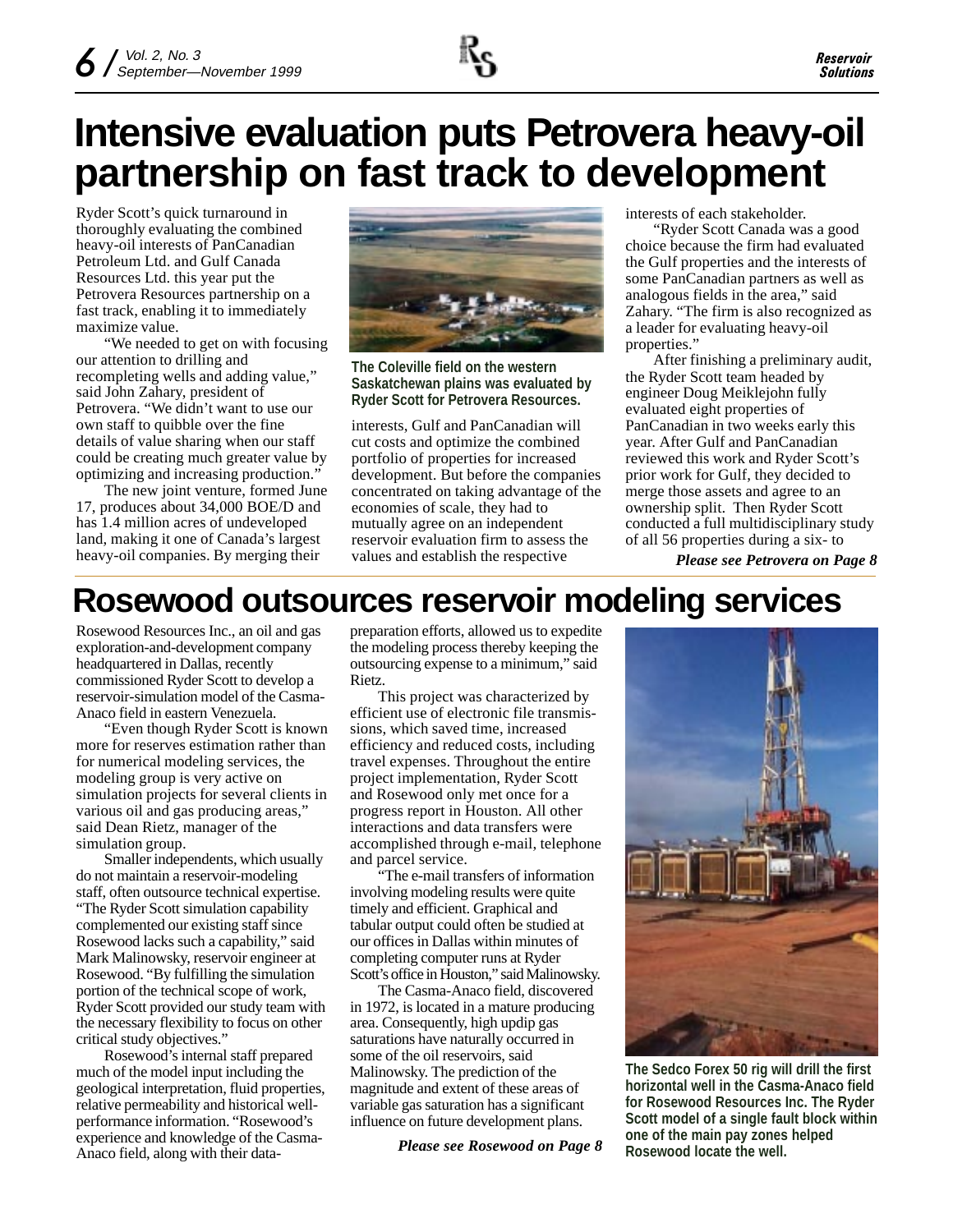# Intensive evaluation puts Petrovera heavy-oil partnership on fast track to development

Ryder Scott's quick turnaround in thoroughly evaluating the combined heavy-oil interests of PanCanadian Petroleum Ltd. and Gulf Canada Resources Ltd. this year put the Petrovera Resources partnership on a fast track, enabling it to immediately maximize value.

"We needed to get on with focusing our attention to drilling and recompleting wells and adding value," said John Zahary, president of Petrovera. "We didn't want to use our own staff to quibble over the fine details of value sharing when our staff could be creating much greater value by optimizing and increasing production."

The new joint venture, formed June 17, produces about 34,000 BOE/D and has 1.4 million acres of undeveloped land, making it one of Canada's largest heavy-oil companies. By merging their interests, Gulf and PanCanadian will cut costs and optimize the combined portfolio of properties for increased development. But before the companies concentrated on taking advantage of the economies of scale, they had to mutually agree on an independent reservoir evaluation firm to assess the values and establish the respective interests of each stakeholder.

**The Coleville field on the western Saskatchewan plains was evaluated by Ryder Scott for Petrovera Resources.**

"Ryder Scott Canada was a good choice because the firm had evaluated the Gulf properties and the interests of some PanCanadian partners as well as analogous fields in the area," said Zahary. "The firm is also recognized as a leader for evaluating heavy-oil properties."

After finishing a preliminary audit, the Ryder Scott team headed by engineer Doug Meiklejohn fully evaluated eight properties of PanCanadian in two weeks early this year. After Gulf and PanCanadian reviewed this work and Ryder Scott's prior work for Gulf, they decided to merge those assets and agree to an ownership split. Then Ryder Scott conducted a full multidisciplinary study of all 56 properties during a six- to

***Please see Petrovera on Page 8***

# Rosewood outsources reservoir modeling services

Rosewood Resources Inc., an oil and gas exploration-and-development company headquartered in Dallas, recently commissioned Ryder Scott to develop a reservoir-simulation model of the Casma-Anaco field in eastern Venezuela.

"Even though Ryder Scott is known more for reserves estimation rather than for numerical modeling services, the modeling group is very active on simulation projects for several clients in various oil and gas producing areas," said Dean Rietz, manager of the simulation group.

Smaller independents, which usually do not maintain a reservoir-modeling staff, often outsource technical expertise. "The Ryder Scott simulation capability complemented our existing staff since Rosewood lacks such a capability," said Mark Malinowsky, reservoir engineer at Rosewood. "By fulfilling the simulation portion of the technical scope of work, Ryder Scott provided our study team with the necessary flexibility to focus on other critical study objectives."

Rosewood's internal staff prepared much of the model input including the geological interpretation, fluid properties, relative permeability and historical well-performance information. "Rosewood's experience and knowledge of the Casma-Anaco field, along with their data-preparation efforts, allowed us to expedite the modeling process thereby keeping the outsourcing expense to a minimum," said Rietz.

This project was characterized by efficient use of electronic file transmissions, which saved time, increased efficiency and reduced costs, including travel expenses. Throughout the entire project implementation, Ryder Scott and Rosewood only met once for a progress report in Houston. All other interactions and data transfers were accomplished through e-mail, telephone and parcel service.

"The e-mail transfers of information involving modeling results were quite timely and efficient. Graphical and tabular output could often be studied at our offices in Dallas within minutes of completing computer runs at Ryder Scott's office in Houston," said Malinowsky.

The Casma-Anaco field, discovered in 1972, is located in a mature producing area. Consequently, high updip gas saturations have naturally occurred in some of the oil reservoirs, said Malinowsky. The prediction of the magnitude and extent of these areas of variable gas saturation has a significant influence on future development plans.

***Please see Rosewood on Page 8***

**The Sedco Forex 50 rig will drill the first horizontal well in the Casma-Anaco field for Rosewood Resources Inc. The Ryder Scott model of a single fault block within one of the main pay zones helped Rosewood locate the well.**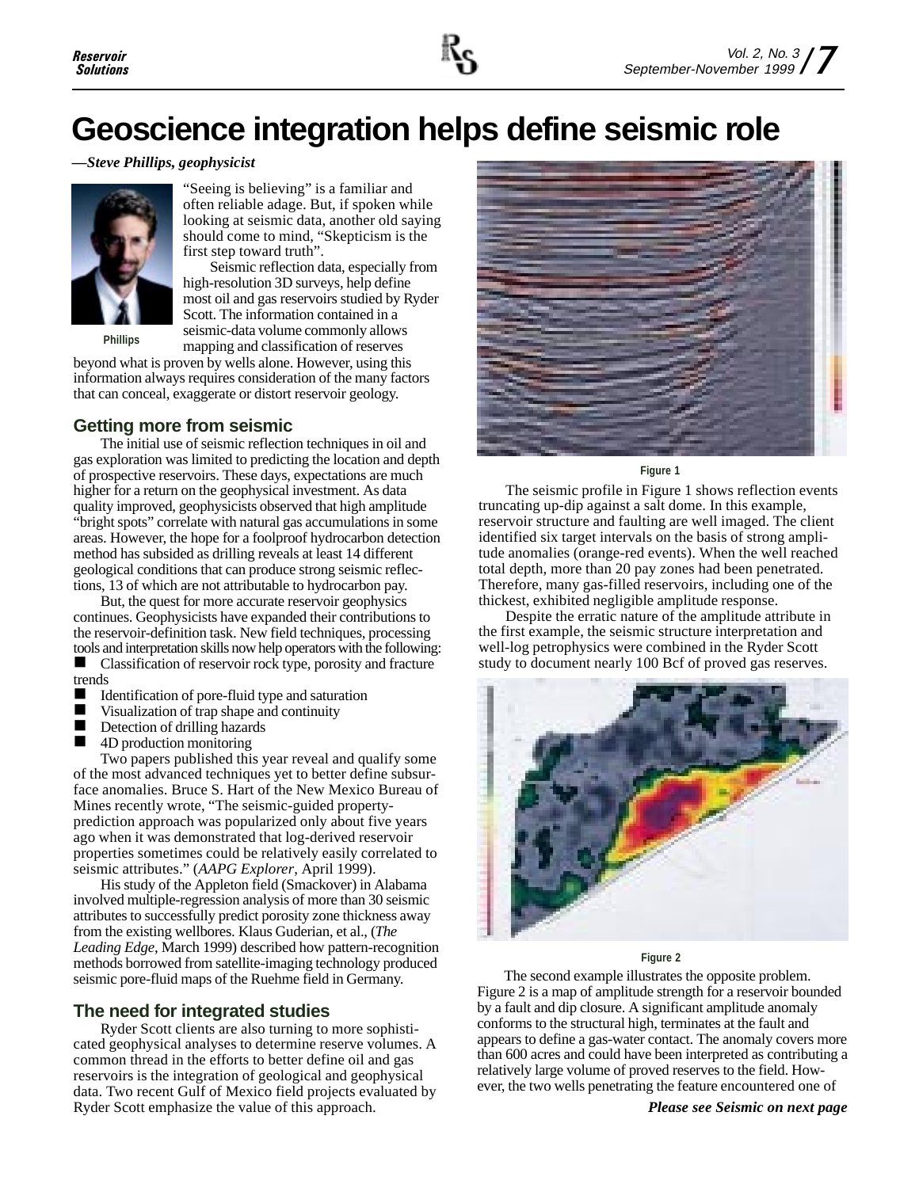# Geoscience integration helps define seismic role

*—Steve Phillips, geophysicist*

Phillips

"Seeing is believing" is a familiar and often reliable adage. But, if spoken while looking at seismic data, another old saying should come to mind, "Skepticism is the first step toward truth".

Seismic reflection data, especially from high-resolution 3D surveys, help define most oil and gas reservoirs studied by Ryder Scott. The information contained in a seismic-data volume commonly allows mapping and classification of reserves beyond what is proven by wells alone. However, using this information always requires consideration of the many factors that can conceal, exaggerate or distort reservoir geology.

## Getting more from seismic

The initial use of seismic reflection techniques in oil and gas exploration was limited to predicting the location and depth of prospective reservoirs. These days, expectations are much higher for a return on the geophysical investment. As data quality improved, geophysicists observed that high amplitude "bright spots" correlate with natural gas accumulations in some areas. However, the hope for a foolproof hydrocarbon detection method has subsided as drilling reveals at least 14 different geological conditions that can produce strong seismic reflections, 13 of which are not attributable to hydrocarbon pay.

But, the quest for more accurate reservoir geophysics continues. Geophysicists have expanded their contributions to the reservoir-definition task. New field techniques, processing tools and interpretation skills now help operators with the following:

- Classification of reservoir rock type, porosity and fracture trends
- Identification of pore-fluid type and saturation
- Visualization of trap shape and continuity
- Detection of drilling hazards
- 4D production monitoring

Two papers published this year reveal and qualify some of the most advanced techniques yet to better define subsurface anomalies. Bruce S. Hart of the New Mexico Bureau of Mines recently wrote, "The seismic-guided property-prediction approach was popularized only about five years ago when it was demonstrated that log-derived reservoir properties sometimes could be relatively easily correlated to seismic attributes." (*AAPG Explorer*, April 1999).

His study of the Appleton field (Smackover) in Alabama involved multiple-regression analysis of more than 30 seismic attributes to successfully predict porosity zone thickness away from the existing wellbores. Klaus Guderian, et al., (*The Leading Edge*, March 1999) described how pattern-recognition methods borrowed from satellite-imaging technology produced seismic pore-fluid maps of the Ruehme field in Germany.

## The need for integrated studies

Ryder Scott clients are also turning to more sophisticated geophysical analyses to determine reserve volumes. A common thread in the efforts to better define oil and gas reservoirs is the integration of geological and geophysical data. Two recent Gulf of Mexico field projects evaluated by Ryder Scott emphasize the value of this approach.

Figure 1

The seismic profile in Figure 1 shows reflection events truncating up-dip against a salt dome. In this example, reservoir structure and faulting are well imaged. The client identified six target intervals on the basis of strong amplitude anomalies (orange-red events). When the well reached total depth, more than 20 pay zones had been penetrated. Therefore, many gas-filled reservoirs, including one of the thickest, exhibited negligible amplitude response.

Despite the erratic nature of the amplitude attribute in the first example, the seismic structure interpretation and well-log petrophysics were combined in the Ryder Scott study to document nearly 100 Bcf of proved gas reserves.

Figure 2

The second example illustrates the opposite problem. Figure 2 is a map of amplitude strength for a reservoir bounded by a fault and dip closure. A significant amplitude anomaly conforms to the structural high, terminates at the fault and appears to define a gas-water contact. The anomaly covers more than 600 acres and could have been interpreted as contributing a relatively large volume of proved reserves to the field. However, the two wells penetrating the feature encountered one of

***Please see Seismic on next page***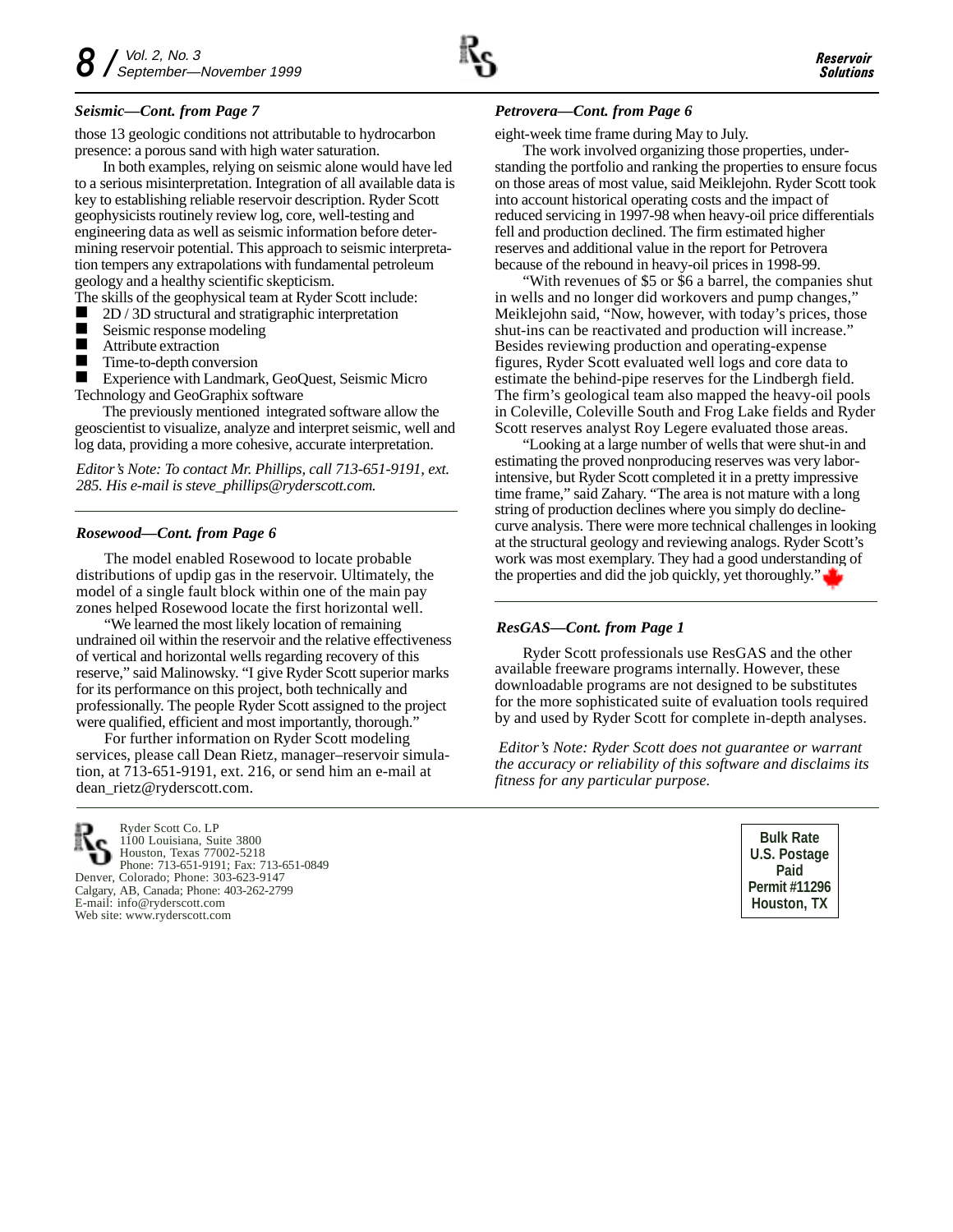### *Seismic—Cont. from Page 7*

those 13 geologic conditions not attributable to hydrocarbon presence: a porous sand with high water saturation.

In both examples, relying on seismic alone would have led to a serious misinterpretation. Integration of all available data is key to establishing reliable reservoir description. Ryder Scott geophysicists routinely review log, core, well-testing and engineering data as well as seismic information before determining reservoir potential. This approach to seismic interpretation tempers any extrapolations with fundamental petroleum geology and a healthy scientific skepticism.

The skills of the geophysical team at Ryder Scott include:

- 2D / 3D structural and stratigraphic interpretation
- Seismic response modeling
- Attribute extraction
- Time-to-depth conversion
- Experience with Landmark, GeoQuest, Seismic Micro Technology and GeoGraphix software

The previously mentioned integrated software allow the geoscientist to visualize, analyze and interpret seismic, well and log data, providing a more cohesive, accurate interpretation.

*Editor's Note: To contact Mr. Phillips, call 713-651-9191, ext. 285. His e-mail is steve_phillips@ryderscott.com.*

### *Rosewood—Cont. from Page 6*

The model enabled Rosewood to locate probable distributions of updip gas in the reservoir. Ultimately, the model of a single fault block within one of the main pay zones helped Rosewood locate the first horizontal well.

"We learned the most likely location of remaining undrained oil within the reservoir and the relative effectiveness of vertical and horizontal wells regarding recovery of this reserve," said Malinowsky. "I give Ryder Scott superior marks for its performance on this project, both technically and professionally. The people Ryder Scott assigned to the project were qualified, efficient and most importantly, thorough."

For further information on Ryder Scott modeling services, please call Dean Rietz, manager–reservoir simulation, at 713-651-9191, ext. 216, or send him an e-mail at dean_rietz@ryderscott.com.

### *Petrovera—Cont. from Page 6*

eight-week time frame during May to July.

The work involved organizing those properties, understanding the portfolio and ranking the properties to ensure focus on those areas of most value, said Meiklejohn. Ryder Scott took into account historical operating costs and the impact of reduced servicing in 1997-98 when heavy-oil price differentials fell and production declined. The firm estimated higher reserves and additional value in the report for Petrovera because of the rebound in heavy-oil prices in 1998-99.

"With revenues of $5 or $6 a barrel, the companies shut in wells and no longer did workovers and pump changes," Meiklejohn said, "Now, however, with today's prices, those shut-ins can be reactivated and production will increase." Besides reviewing production and operating-expense figures, Ryder Scott evaluated well logs and core data to estimate the behind-pipe reserves for the Lindbergh field. The firm's geological team also mapped the heavy-oil pools in Coleville, Coleville South and Frog Lake fields and Ryder Scott reserves analyst Roy Legere evaluated those areas.

"Looking at a large number of wells that were shut-in and estimating the proved nonproducing reserves was very labor-intensive, but Ryder Scott completed it in a pretty impressive time frame," said Zahary. "The area is not mature with a long string of production declines where you simply do decline-curve analysis. There were more technical challenges in looking at the structural geology and reviewing analogs. Ryder Scott's work was most exemplary. They had a good understanding of the properties and did the job quickly, yet thoroughly."

### *ResGAS—Cont. from Page 1*

Ryder Scott professionals use ResGAS and the other available freeware programs internally. However, these downloadable programs are not designed to be substitutes for the more sophisticated suite of evaluation tools required by and used by Ryder Scott for complete in-depth analyses.

*Editor's Note: Ryder Scott does not guarantee or warrant the accuracy or reliability of this software and disclaims its fitness for any particular purpose.*

Ryder Scott Co. LP
1100 Louisiana, Suite 3800
Houston, Texas 77002-5218
Phone: 713-651-9191; Fax: 713-651-0849
Denver, Colorado; Phone: 303-623-9147
Calgary, AB, Canada; Phone: 403-262-2799
E-mail: info@ryderscott.com
Web site: www.ryderscott.com

**Bulk Rate**
**U.S. Postage**
**Paid**
**Permit #11296**
**Houston, TX**